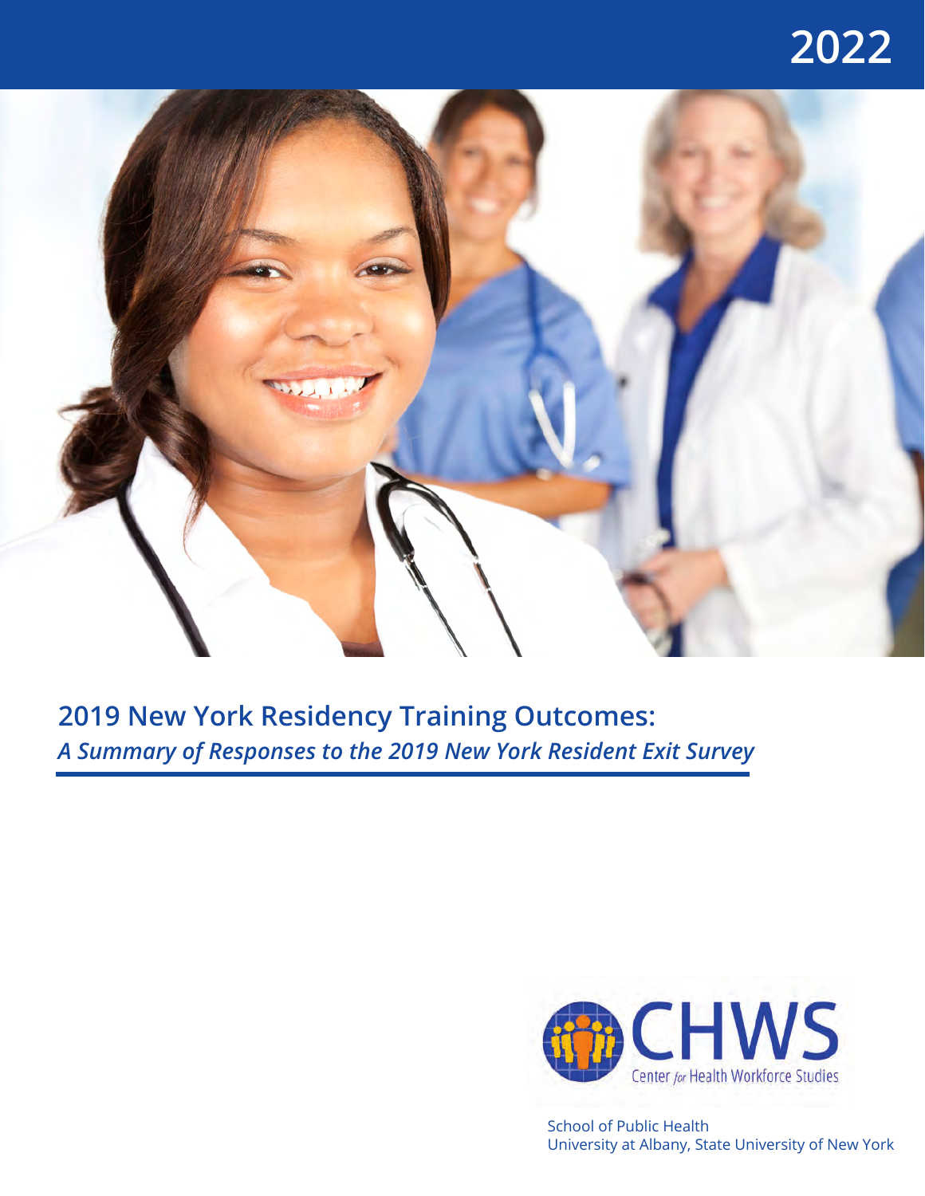2022

# 2019 New York Residency Training Outcomes:

***A Summary of Responses to the 2019 New York Resident Exit Survey***

CHWS

Center for Health Workforce Studies

School of Public Health
University at Albany, State University of New York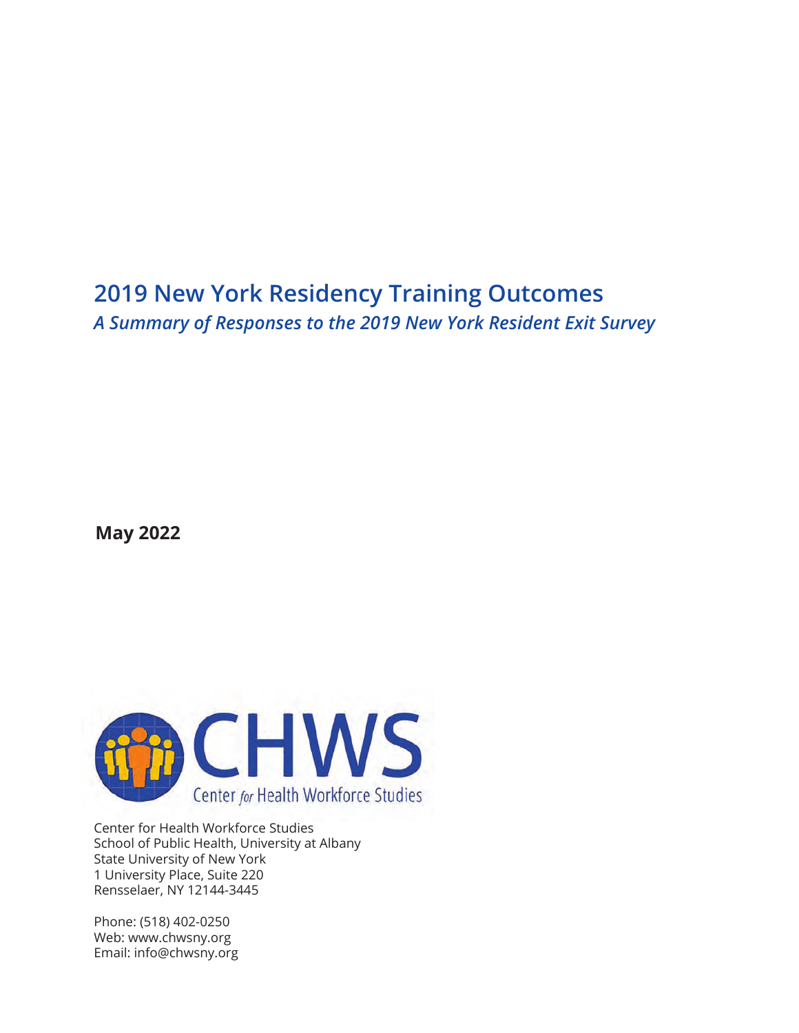# 2019 New York Residency Training Outcomes

*A Summary of Responses to the 2019 New York Resident Exit Survey*

**May 2022**

CHWS

Center *for* Health Workforce Studies

Center for Health Workforce Studies
School of Public Health, University at Albany
State University of New York
1 University Place, Suite 220
Rensselaer, NY 12144-3445

Phone: (518) 402-0250
Web: www.chwsny.org
Email: info@chwsny.org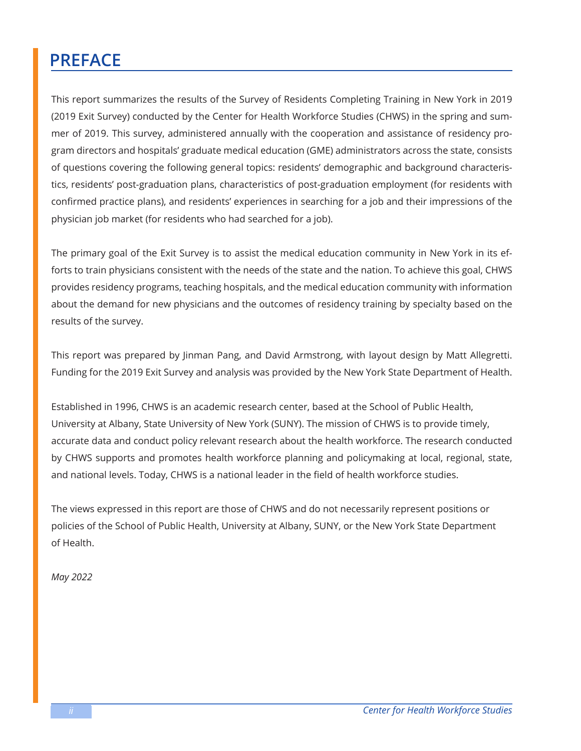# PREFACE

This report summarizes the results of the Survey of Residents Completing Training in New York in 2019 (2019 Exit Survey) conducted by the Center for Health Workforce Studies (CHWS) in the spring and summer of 2019. This survey, administered annually with the cooperation and assistance of residency program directors and hospitals' graduate medical education (GME) administrators across the state, consists of questions covering the following general topics: residents' demographic and background characteristics, residents' post-graduation plans, characteristics of post-graduation employment (for residents with confirmed practice plans), and residents' experiences in searching for a job and their impressions of the physician job market (for residents who had searched for a job).

The primary goal of the Exit Survey is to assist the medical education community in New York in its efforts to train physicians consistent with the needs of the state and the nation. To achieve this goal, CHWS provides residency programs, teaching hospitals, and the medical education community with information about the demand for new physicians and the outcomes of residency training by specialty based on the results of the survey.

This report was prepared by Jinman Pang, and David Armstrong, with layout design by Matt Allegretti. Funding for the 2019 Exit Survey and analysis was provided by the New York State Department of Health.

Established in 1996, CHWS is an academic research center, based at the School of Public Health, University at Albany, State University of New York (SUNY). The mission of CHWS is to provide timely, accurate data and conduct policy relevant research about the health workforce. The research conducted by CHWS supports and promotes health workforce planning and policymaking at local, regional, state, and national levels. Today, CHWS is a national leader in the field of health workforce studies.

The views expressed in this report are those of CHWS and do not necessarily represent positions or policies of the School of Public Health, University at Albany, SUNY, or the New York State Department of Health.

*May 2022*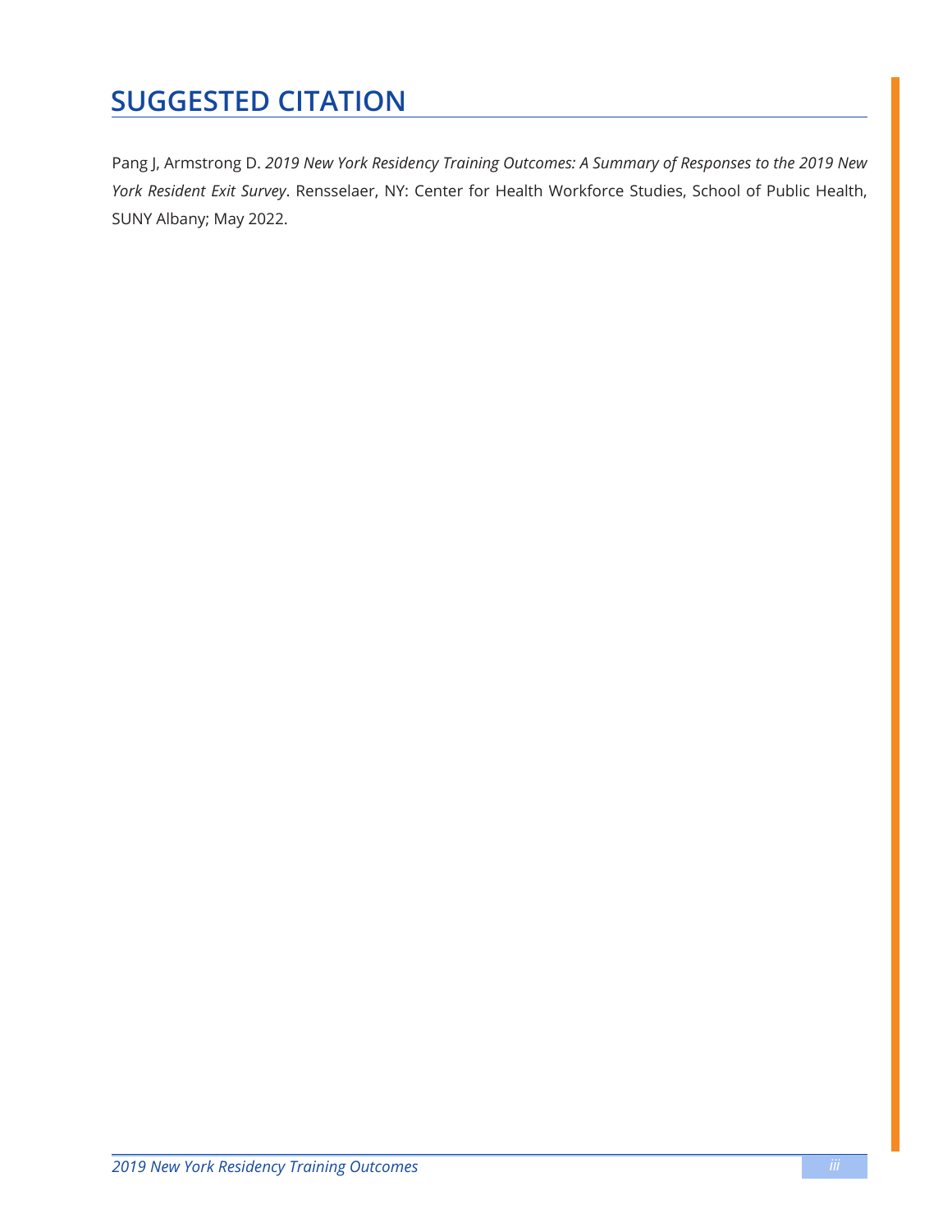# SUGGESTED CITATION

Pang J, Armstrong D. *2019 New York Residency Training Outcomes: A Summary of Responses to the 2019 New York Resident Exit Survey*. Rensselaer, NY: Center for Health Workforce Studies, School of Public Health, SUNY Albany; May 2022.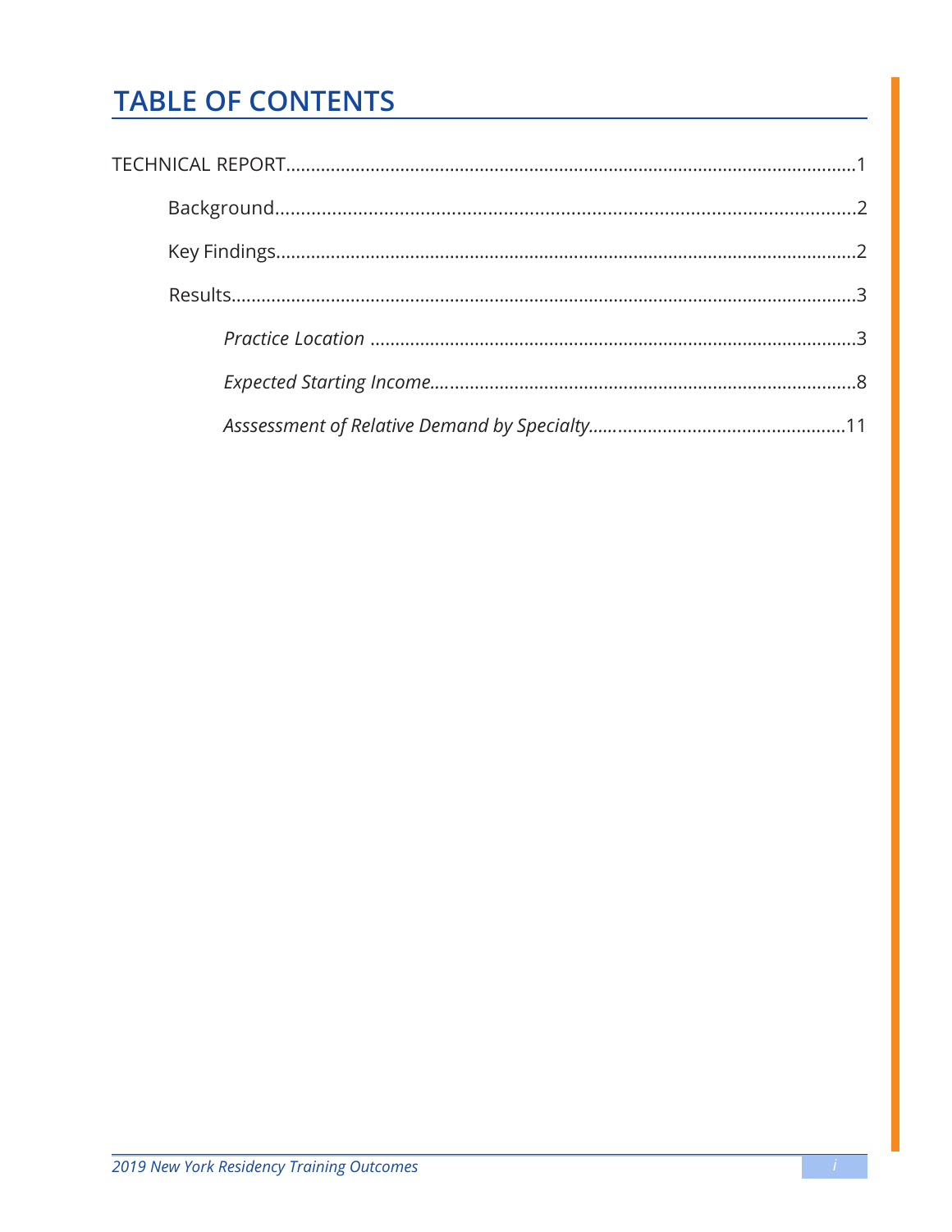# TABLE OF CONTENTS

TECHNICAL REPORT....................................................................................................1

Background....................................................................................................2

Key Findings....................................................................................................2

Results....................................................................................................3

*Practice Location* ....................................................................................................3

*Expected Starting Income*....................................................................................................8

*Asssessment of Relative Demand by Specialty*....................................................................................................11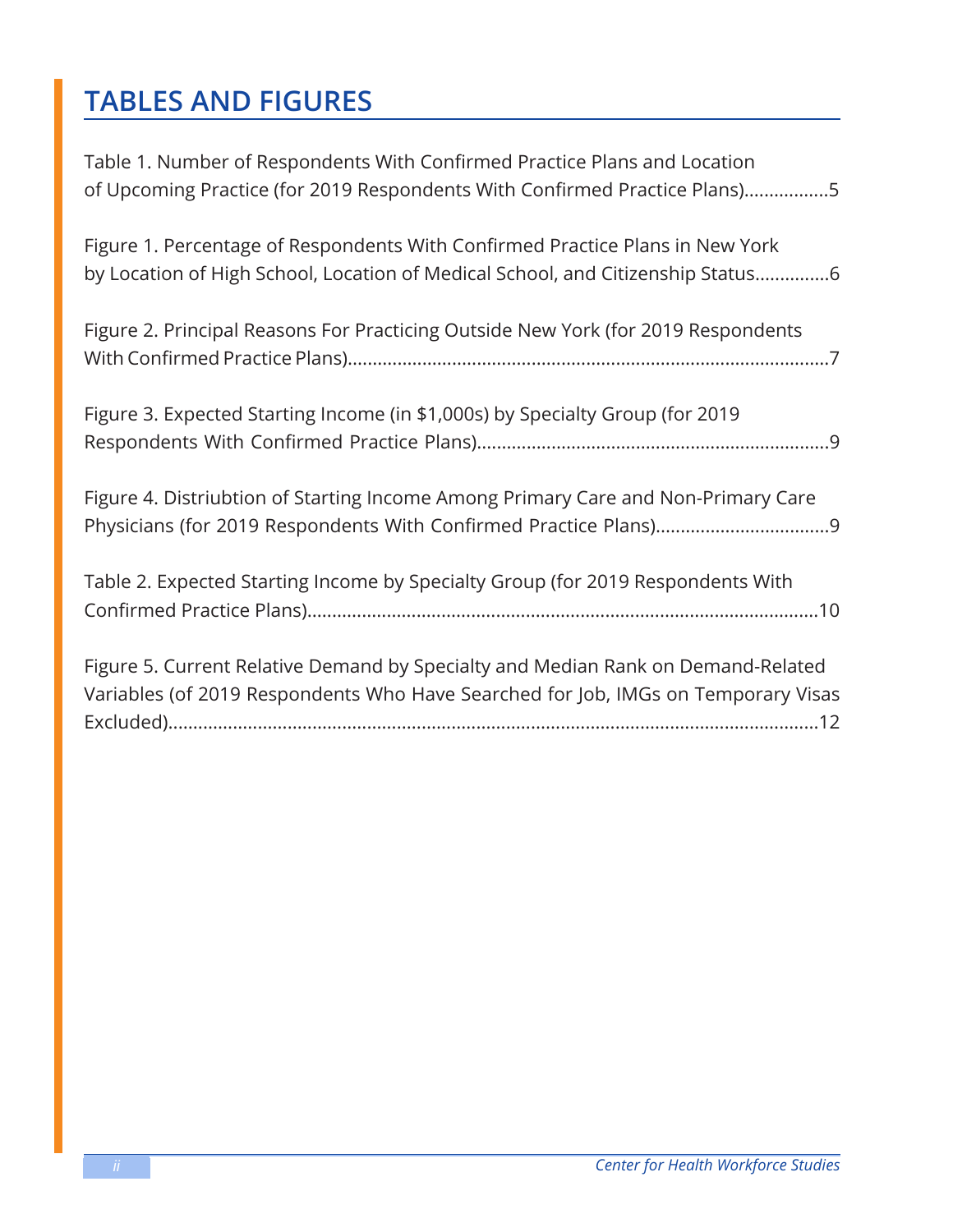# TABLES AND FIGURES

Table 1. Number of Respondents With Confirmed Practice Plans and Location of Upcoming Practice (for 2019 Respondents With Confirmed Practice Plans)................5

Figure 1. Percentage of Respondents With Confirmed Practice Plans in New York by Location of High School, Location of Medical School, and Citizenship Status..............6

Figure 2. Principal Reasons For Practicing Outside New York (for 2019 Respondents With Confirmed Practice Plans)................................................................................................7

Figure 3. Expected Starting Income (in $1,000s) by Specialty Group (for 2019 Respondents With Confirmed Practice Plans).....................................................................9

Figure 4. Distriubtion of Starting Income Among Primary Care and Non-Primary Care Physicians (for 2019 Respondents With Confirmed Practice Plans)..................................9

Table 2. Expected Starting Income by Specialty Group (for 2019 Respondents With Confirmed Practice Plans).....................................................................................................10

Figure 5. Current Relative Demand by Specialty and Median Rank on Demand-Related Variables (of 2019 Respondents Who Have Searched for Job, IMGs on Temporary Visas Excluded)................................................................................................................................12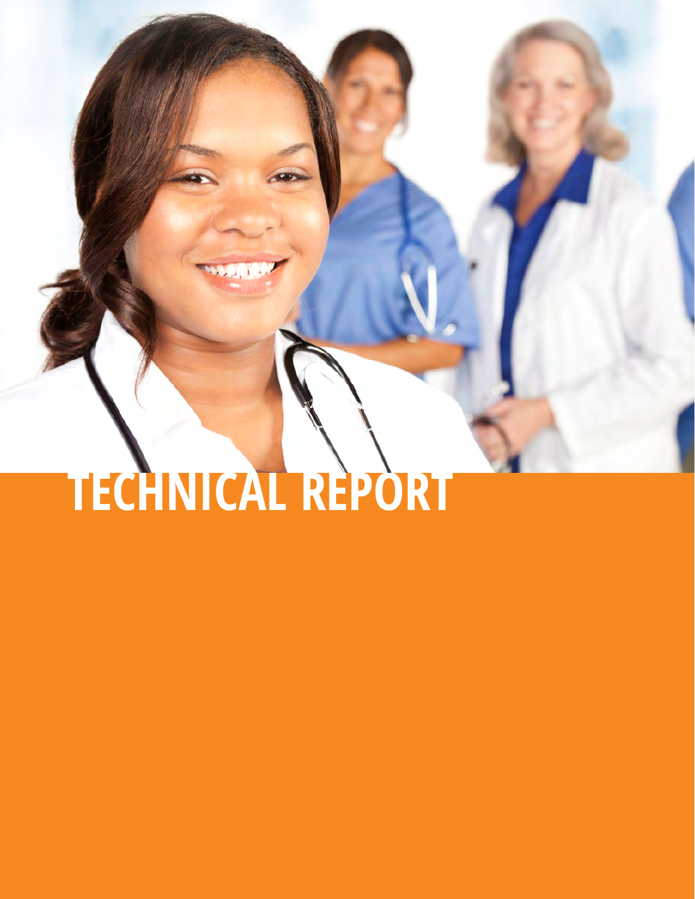# TECHNICAL REPORT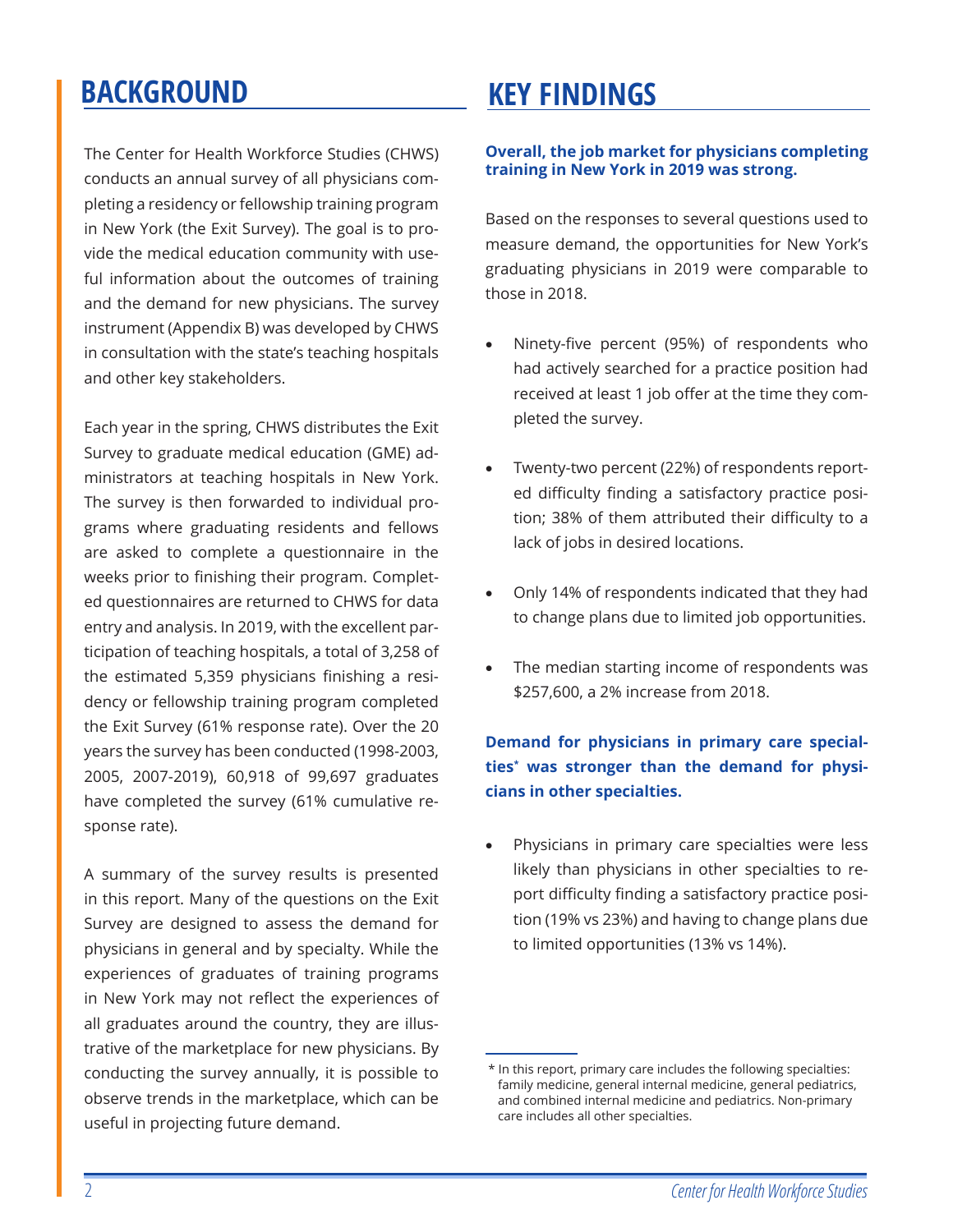## BACKGROUND

The Center for Health Workforce Studies (CHWS) conducts an annual survey of all physicians completing a residency or fellowship training program in New York (the Exit Survey). The goal is to provide the medical education community with useful information about the outcomes of training and the demand for new physicians. The survey instrument (Appendix B) was developed by CHWS in consultation with the state's teaching hospitals and other key stakeholders.

Each year in the spring, CHWS distributes the Exit Survey to graduate medical education (GME) administrators at teaching hospitals in New York. The survey is then forwarded to individual programs where graduating residents and fellows are asked to complete a questionnaire in the weeks prior to finishing their program. Completed questionnaires are returned to CHWS for data entry and analysis. In 2019, with the excellent participation of teaching hospitals, a total of 3,258 of the estimated 5,359 physicians finishing a residency or fellowship training program completed the Exit Survey (61% response rate). Over the 20 years the survey has been conducted (1998-2003, 2005, 2007-2019), 60,918 of 99,697 graduates have completed the survey (61% cumulative response rate).

A summary of the survey results is presented in this report. Many of the questions on the Exit Survey are designed to assess the demand for physicians in general and by specialty. While the experiences of graduates of training programs in New York may not reflect the experiences of all graduates around the country, they are illustrative of the marketplace for new physicians. By conducting the survey annually, it is possible to observe trends in the marketplace, which can be useful in projecting future demand.

## KEY FINDINGS

**Overall, the job market for physicians completing training in New York in 2019 was strong.**

Based on the responses to several questions used to measure demand, the opportunities for New York's graduating physicians in 2019 were comparable to those in 2018.

- Ninety-five percent (95%) of respondents who had actively searched for a practice position had received at least 1 job offer at the time they completed the survey.
- Twenty-two percent (22%) of respondents reported difficulty finding a satisfactory practice position; 38% of them attributed their difficulty to a lack of jobs in desired locations.
- Only 14% of respondents indicated that they had to change plans due to limited job opportunities.
- The median starting income of respondents was $257,600, a 2% increase from 2018.

**Demand for physicians in primary care specialties* was stronger than the demand for physicians in other specialties.**

- Physicians in primary care specialties were less likely than physicians in other specialties to report difficulty finding a satisfactory practice position (19% vs 23%) and having to change plans due to limited opportunities (13% vs 14%).

\* In this report, primary care includes the following specialties: family medicine, general internal medicine, general pediatrics, and combined internal medicine and pediatrics. Non-primary care includes all other specialties.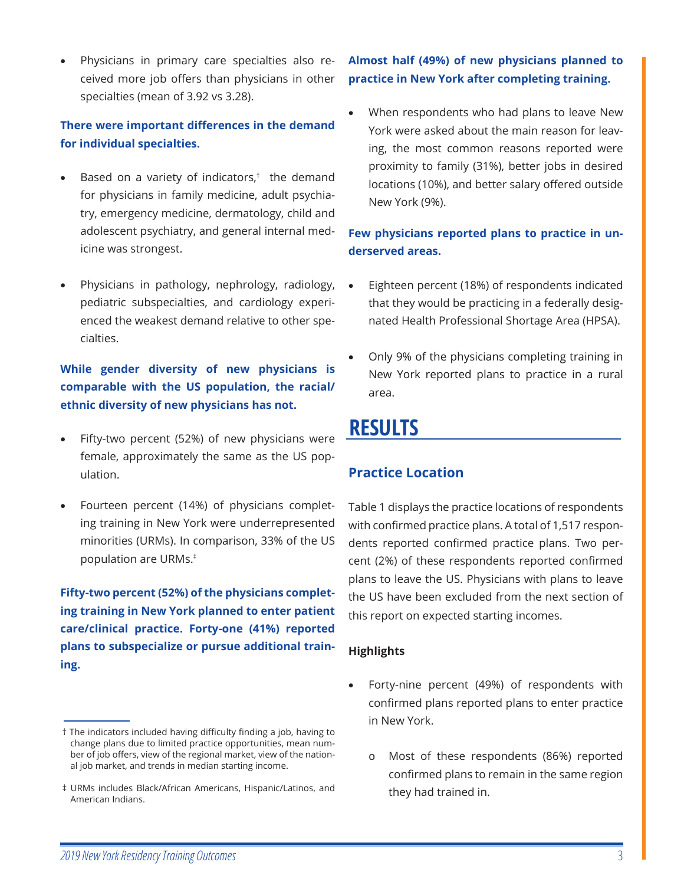- Physicians in primary care specialties also received more job offers than physicians in other specialties (mean of 3.92 vs 3.28).

**There were important differences in the demand for individual specialties.**

- Based on a variety of indicators,† the demand for physicians in family medicine, adult psychiatry, emergency medicine, dermatology, child and adolescent psychiatry, and general internal medicine was strongest.

- Physicians in pathology, nephrology, radiology, pediatric subspecialties, and cardiology experienced the weakest demand relative to other specialties.

**While gender diversity of new physicians is comparable with the US population, the racial/ethnic diversity of new physicians has not.**

- Fifty-two percent (52%) of new physicians were female, approximately the same as the US population.

- Fourteen percent (14%) of physicians completing training in New York were underrepresented minorities (URMs). In comparison, 33% of the US population are URMs.‡

**Fifty-two percent (52%) of the physicians completing training in New York planned to enter patient care/clinical practice. Forty-one (41%) reported plans to subspecialize or pursue additional training.**

† The indicators included having difficulty finding a job, having to change plans due to limited practice opportunities, mean number of job offers, view of the regional market, view of the national job market, and trends in median starting income.

‡ URMs includes Black/African Americans, Hispanic/Latinos, and American Indians.

**Almost half (49%) of new physicians planned to practice in New York after completing training.**

- When respondents who had plans to leave New York were asked about the main reason for leaving, the most common reasons reported were proximity to family (31%), better jobs in desired locations (10%), and better salary offered outside New York (9%).

**Few physicians reported plans to practice in underserved areas.**

- Eighteen percent (18%) of respondents indicated that they would be practicing in a federally designated Health Professional Shortage Area (HPSA).

- Only 9% of the physicians completing training in New York reported plans to practice in a rural area.

# RESULTS

## Practice Location

Table 1 displays the practice locations of respondents with confirmed practice plans. A total of 1,517 respondents reported confirmed practice plans. Two percent (2%) of these respondents reported confirmed plans to leave the US. Physicians with plans to leave the US have been excluded from the next section of this report on expected starting incomes.

### Highlights

- Forty-nine percent (49%) of respondents with confirmed plans reported plans to enter practice in New York.
  - Most of these respondents (86%) reported confirmed plans to remain in the same region they had trained in.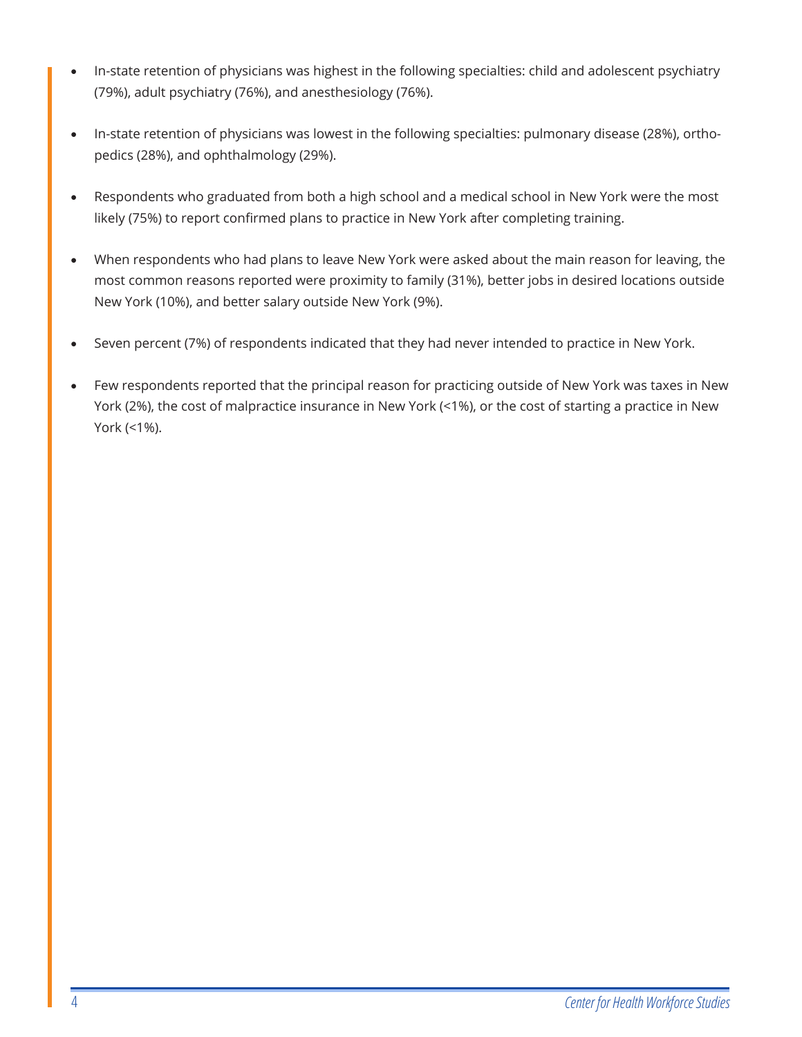- In-state retention of physicians was highest in the following specialties: child and adolescent psychiatry (79%), adult psychiatry (76%), and anesthesiology (76%).

- In-state retention of physicians was lowest in the following specialties: pulmonary disease (28%), orthopedics (28%), and ophthalmology (29%).

- Respondents who graduated from both a high school and a medical school in New York were the most likely (75%) to report confirmed plans to practice in New York after completing training.

- When respondents who had plans to leave New York were asked about the main reason for leaving, the most common reasons reported were proximity to family (31%), better jobs in desired locations outside New York (10%), and better salary outside New York (9%).

- Seven percent (7%) of respondents indicated that they had never intended to practice in New York.

- Few respondents reported that the principal reason for practicing outside of New York was taxes in New York (2%), the cost of malpractice insurance in New York (<1%), or the cost of starting a practice in New York (<1%).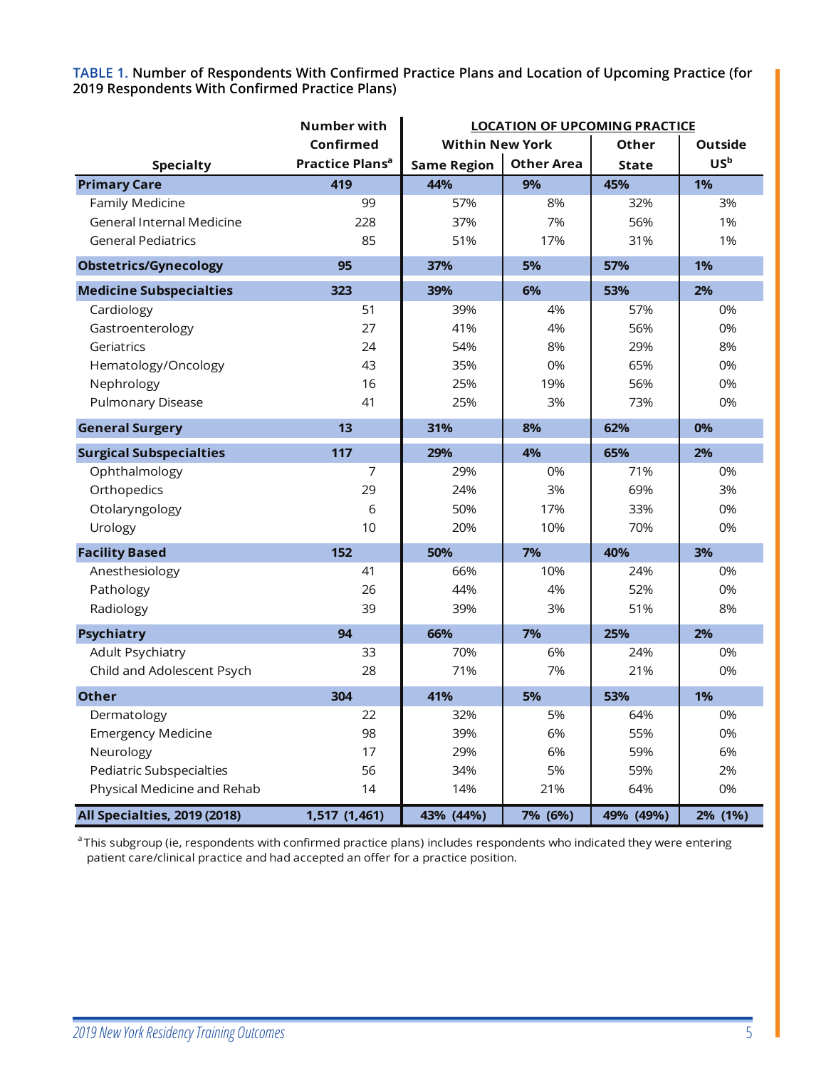**TABLE 1.** Number of Respondents With Confirmed Practice Plans and Location of Upcoming Practice (for 2019 Respondents With Confirmed Practice Plans)

| Specialty | Number with Confirmed Practice Plans[a] | LOCATION OF UPCOMING PRACTICE | | | |
|---|---|---|---|---|---|
| | | Within New York | | Other State | Outside US[b] |
| | | Same Region | Other Area | | |
| **Primary Care** | **419** | **44%** | **9%** | **45%** | **1%** |
| Family Medicine | 99 | 57% | 8% | 32% | 3% |
| General Internal Medicine | 228 | 37% | 7% | 56% | 1% |
| General Pediatrics | 85 | 51% | 17% | 31% | 1% |
| **Obstetrics/Gynecology** | **95** | **37%** | **5%** | **57%** | **1%** |
| **Medicine Subspecialties** | **323** | **39%** | **6%** | **53%** | **2%** |
| Cardiology | 51 | 39% | 4% | 57% | 0% |
| Gastroenterology | 27 | 41% | 4% | 56% | 0% |
| Geriatrics | 24 | 54% | 8% | 29% | 8% |
| Hematology/Oncology | 43 | 35% | 0% | 65% | 0% |
| Nephrology | 16 | 25% | 19% | 56% | 0% |
| Pulmonary Disease | 41 | 25% | 3% | 73% | 0% |
| **General Surgery** | **13** | **31%** | **8%** | **62%** | **0%** |
| **Surgical Subspecialties** | **117** | **29%** | **4%** | **65%** | **2%** |
| Ophthalmology | 7 | 29% | 0% | 71% | 0% |
| Orthopedics | 29 | 24% | 3% | 69% | 3% |
| Otolaryngology | 6 | 50% | 17% | 33% | 0% |
| Urology | 10 | 20% | 10% | 70% | 0% |
| **Facility Based** | **152** | **50%** | **7%** | **40%** | **3%** |
| Anesthesiology | 41 | 66% | 10% | 24% | 0% |
| Pathology | 26 | 44% | 4% | 52% | 0% |
| Radiology | 39 | 39% | 3% | 51% | 8% |
| **Psychiatry** | **94** | **66%** | **7%** | **25%** | **2%** |
| Adult Psychiatry | 33 | 70% | 6% | 24% | 0% |
| Child and Adolescent Psych | 28 | 71% | 7% | 21% | 0% |
| **Other** | **304** | **41%** | **5%** | **53%** | **1%** |
| Dermatology | 22 | 32% | 5% | 64% | 0% |
| Emergency Medicine | 98 | 39% | 6% | 55% | 0% |
| Neurology | 17 | 29% | 6% | 59% | 6% |
| Pediatric Subspecialties | 56 | 34% | 5% | 59% | 2% |
| Physical Medicine and Rehab | 14 | 14% | 21% | 64% | 0% |
| **All Specialties, 2019 (2018)** | **1,517 (1,461)** | **43% (44%)** | **7% (6%)** | **49% (49%)** | **2% (1%)** |

[a] This subgroup (ie, respondents with confirmed practice plans) includes respondents who indicated they were entering patient care/clinical practice and had accepted an offer for a practice position.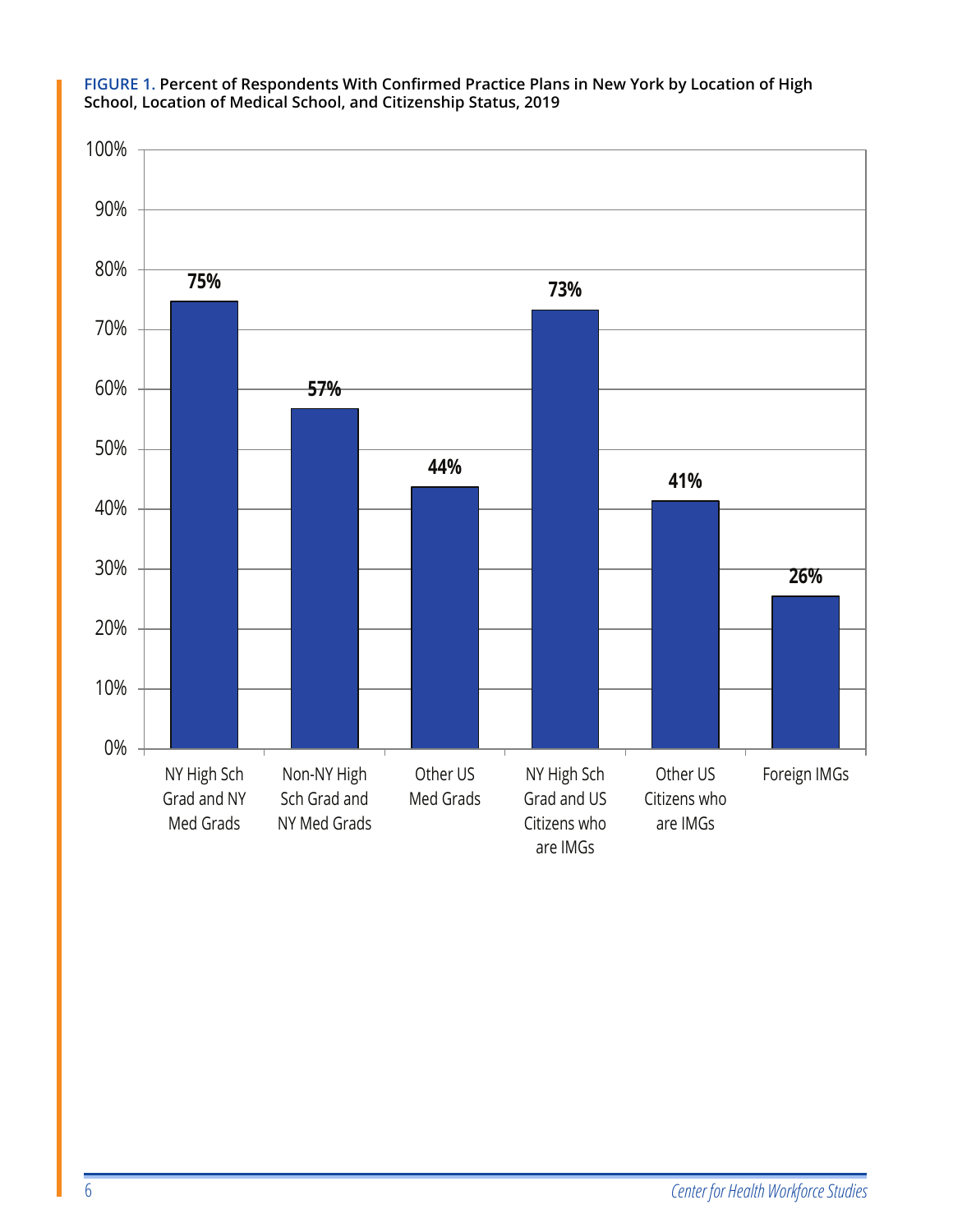**FIGURE 1.** **Percent of Respondents With Confirmed Practice Plans in New York by Location of High School, Location of Medical School, and Citizenship Status, 2019**

| Category | Percent |
|---|---|
| NY High Sch Grad and NY Med Grads | 75% |
| Non-NY High Sch Grad and NY Med Grads | 57% |
| Other US Med Grads | 44% |
| NY High Sch Grad and US Citizens who are IMGs | 73% |
| Other US Citizens who are IMGs | 41% |
| Foreign IMGs | 26% |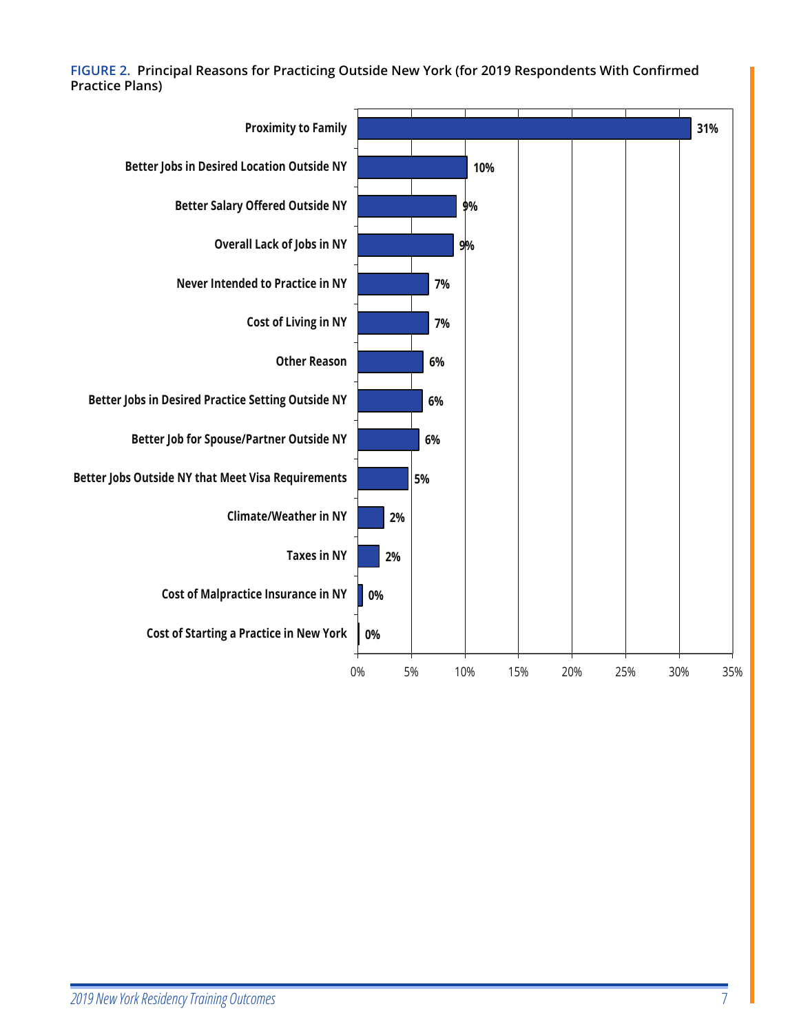**FIGURE 2. Principal Reasons for Practicing Outside New York (for 2019 Respondents With Confirmed Practice Plans)**

| Reason | Percent |
|---|---|
| Proximity to Family | 31% |
| Better Jobs in Desired Location Outside NY | 10% |
| Better Salary Offered Outside NY | 9% |
| Overall Lack of Jobs in NY | 9% |
| Never Intended to Practice in NY | 7% |
| Cost of Living in NY | 7% |
| Other Reason | 6% |
| Better Jobs in Desired Practice Setting Outside NY | 6% |
| Better Job for Spouse/Partner Outside NY | 6% |
| Better Jobs Outside NY that Meet Visa Requirements | 5% |
| Climate/Weather in NY | 2% |
| Taxes in NY | 2% |
| Cost of Malpractice Insurance in NY | 0% |
| Cost of Starting a Practice in New York | 0% |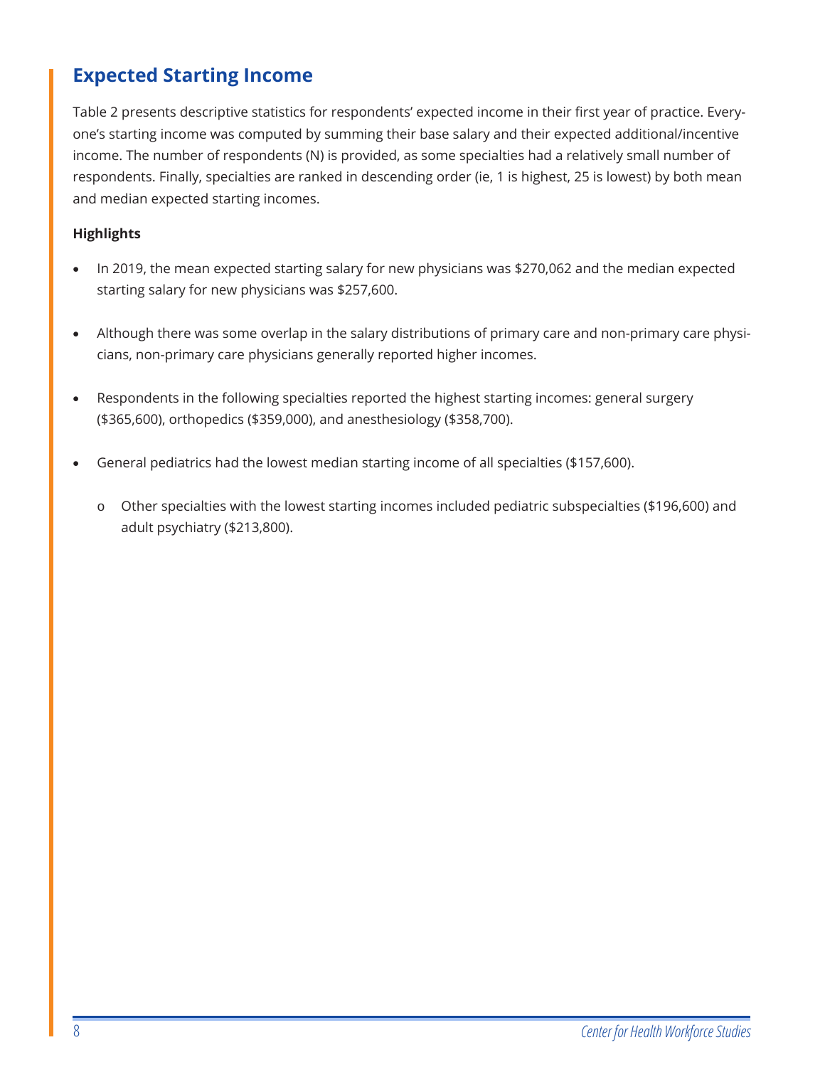## Expected Starting Income

Table 2 presents descriptive statistics for respondents' expected income in their first year of practice. Everyone's starting income was computed by summing their base salary and their expected additional/incentive income. The number of respondents (N) is provided, as some specialties had a relatively small number of respondents. Finally, specialties are ranked in descending order (ie, 1 is highest, 25 is lowest) by both mean and median expected starting incomes.

**Highlights**

- In 2019, the mean expected starting salary for new physicians was $270,062 and the median expected starting salary for new physicians was $257,600.
- Although there was some overlap in the salary distributions of primary care and non-primary care physicians, non-primary care physicians generally reported higher incomes.
- Respondents in the following specialties reported the highest starting incomes: general surgery ($365,600), orthopedics ($359,000), and anesthesiology ($358,700).
- General pediatrics had the lowest median starting income of all specialties ($157,600).
    - Other specialties with the lowest starting incomes included pediatric subspecialties ($196,600) and adult psychiatry ($213,800).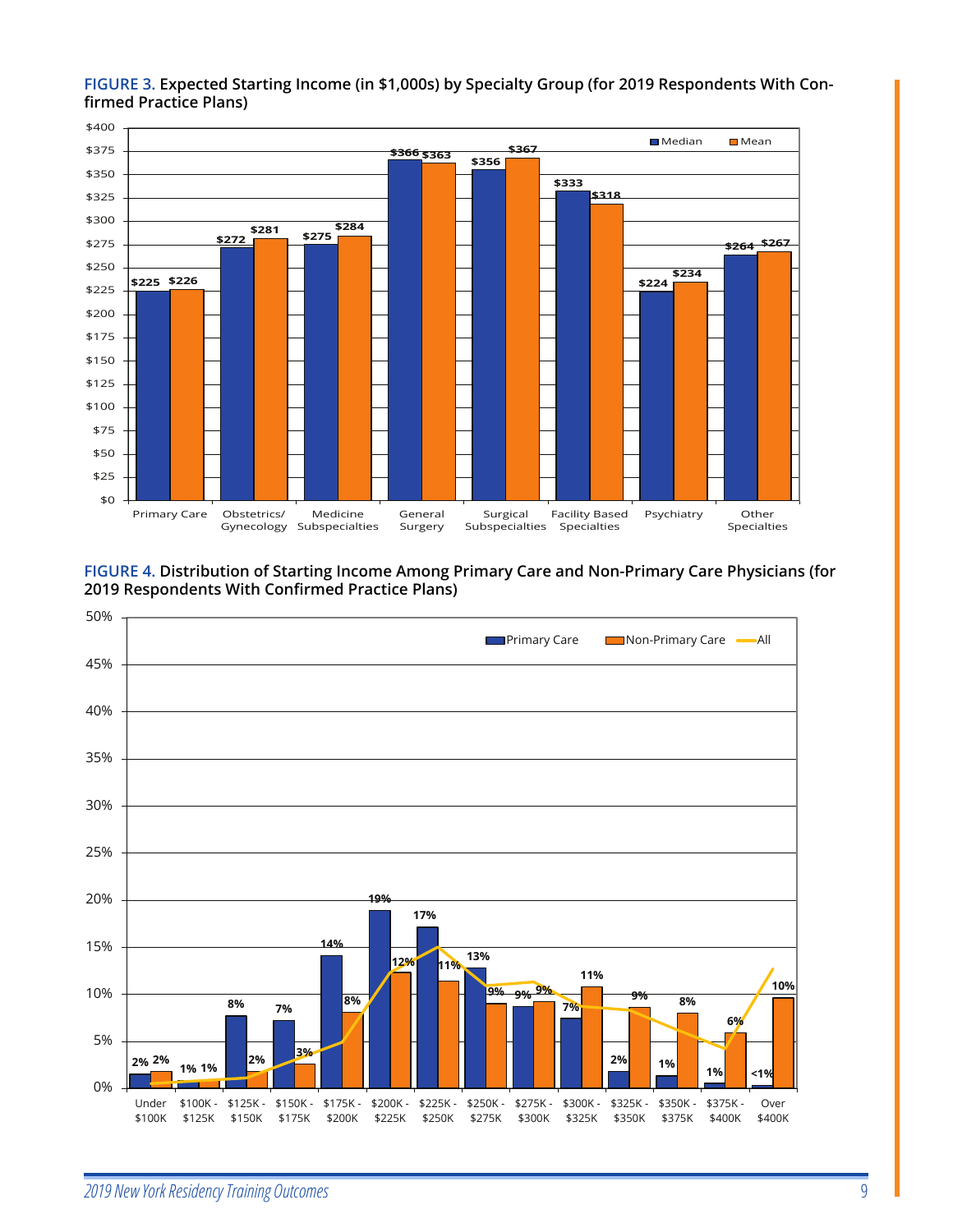**FIGURE 3.** **Expected Starting Income (in $1,000s) by Specialty Group (for 2019 Respondents With Confirmed Practice Plans)**

| Specialty Group | Median | Mean |
|---|---|---|
| Primary Care | $225 | $226 |
| Obstetrics/ Gynecology | $272 | $281 |
| Medicine Subspecialties | $275 | $284 |
| General Surgery | $366 | $363 |
| Surgical Subspecialties | $356 | $367 |
| Facility Based Specialties | $333 | $318 |
| Psychiatry | $224 | $234 |
| Other Specialties | $264 | $267 |

**FIGURE 4.** **Distribution of Starting Income Among Primary Care and Non-Primary Care Physicians (for 2019 Respondents With Confirmed Practice Plans)**

| Income Range | Primary Care | Non-Primary Care |
|---|---|---|
| Under $100K | 2% | 2% |
| $100K - $125K | 1% | 1% |
| $125K - $150K | 8% | 2% |
| $150K - $175K | 7% | 3% |
| $175K - $200K | 14% | 8% |
| $200K - $225K | 19% | 12% |
| $225K - $250K | 17% | 11% |
| $250K - $275K | 13% | 9% |
| $275K - $300K | 9% | 9% |
| $300K - $325K | 7% | 11% |
| $325K - $350K | 2% | 9% |
| $350K - $375K | 1% | 8% |
| $375K - $400K | 1% | 6% |
| Over $400K | <1% | 10% |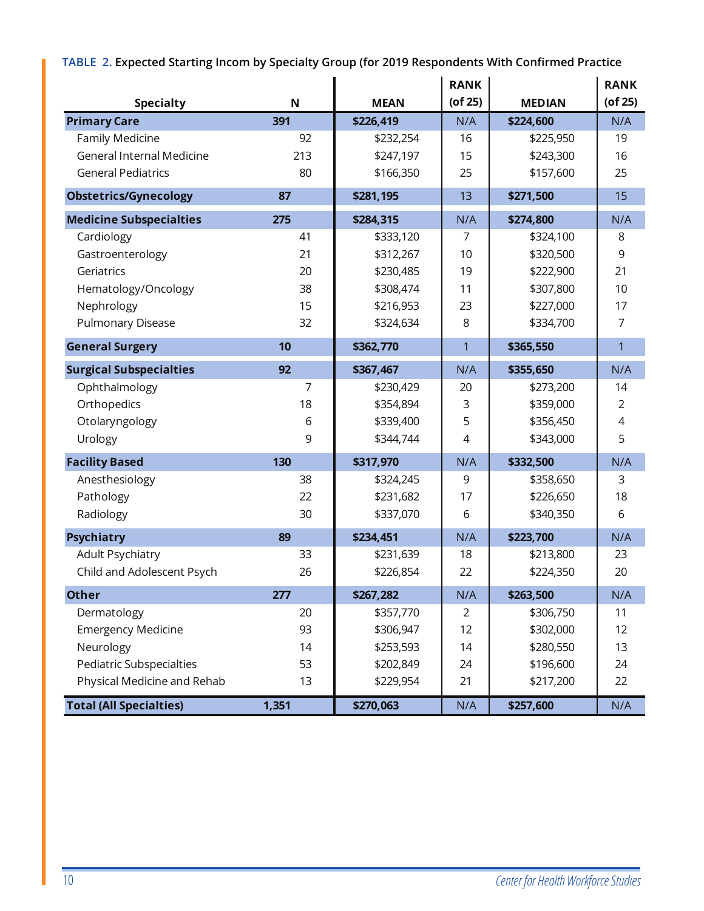**TABLE 2.** Expected Starting Incom by Specialty Group (for 2019 Respondents With Confirmed Practice

| Specialty | N | MEAN | RANK (of 25) | MEDIAN | RANK (of 25) |
|---|---|---|---|---|---|
| **Primary Care** | **391** | **$226,419** | N/A | **$224,600** | N/A |
| Family Medicine | 92 | $232,254 | 16 | $225,950 | 19 |
| General Internal Medicine | 213 | $247,197 | 15 | $243,300 | 16 |
| General Pediatrics | 80 | $166,350 | 25 | $157,600 | 25 |
| **Obstetrics/Gynecology** | **87** | **$281,195** | 13 | **$271,500** | 15 |
| **Medicine Subspecialties** | **275** | **$284,315** | N/A | **$274,800** | N/A |
| Cardiology | 41 | $333,120 | 7 | $324,100 | 8 |
| Gastroenterology | 21 | $312,267 | 10 | $320,500 | 9 |
| Geriatrics | 20 | $230,485 | 19 | $222,900 | 21 |
| Hematology/Oncology | 38 | $308,474 | 11 | $307,800 | 10 |
| Nephrology | 15 | $216,953 | 23 | $227,000 | 17 |
| Pulmonary Disease | 32 | $324,634 | 8 | $334,700 | 7 |
| **General Surgery** | **10** | **$362,770** | 1 | **$365,550** | 1 |
| **Surgical Subspecialties** | **92** | **$367,467** | N/A | **$355,650** | N/A |
| Ophthalmology | 7 | $230,429 | 20 | $273,200 | 14 |
| Orthopedics | 18 | $354,894 | 3 | $359,000 | 2 |
| Otolaryngology | 6 | $339,400 | 5 | $356,450 | 4 |
| Urology | 9 | $344,744 | 4 | $343,000 | 5 |
| **Facility Based** | **130** | **$317,970** | N/A | **$332,500** | N/A |
| Anesthesiology | 38 | $324,245 | 9 | $358,650 | 3 |
| Pathology | 22 | $231,682 | 17 | $226,650 | 18 |
| Radiology | 30 | $337,070 | 6 | $340,350 | 6 |
| **Psychiatry** | **89** | **$234,451** | N/A | **$223,700** | N/A |
| Adult Psychiatry | 33 | $231,639 | 18 | $213,800 | 23 |
| Child and Adolescent Psych | 26 | $226,854 | 22 | $224,350 | 20 |
| **Other** | **277** | **$267,282** | N/A | **$263,500** | N/A |
| Dermatology | 20 | $357,770 | 2 | $306,750 | 11 |
| Emergency Medicine | 93 | $306,947 | 12 | $302,000 | 12 |
| Neurology | 14 | $253,593 | 14 | $280,550 | 13 |
| Pediatric Subspecialties | 53 | $202,849 | 24 | $196,600 | 24 |
| Physical Medicine and Rehab | 13 | $229,954 | 21 | $217,200 | 22 |
| **Total (All Specialties)** | **1,351** | **$270,063** | N/A | **$257,600** | N/A |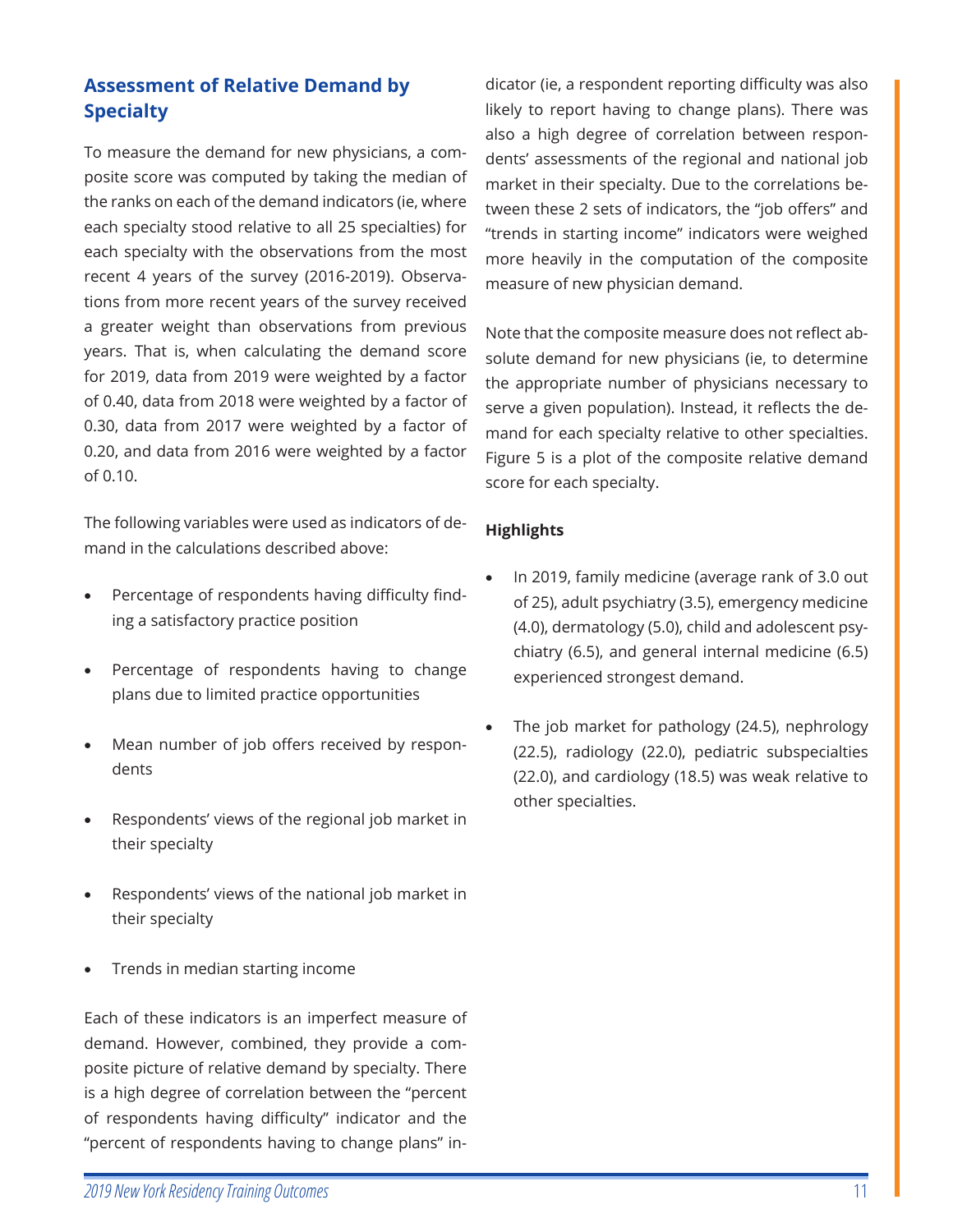## Assessment of Relative Demand by Specialty

To measure the demand for new physicians, a composite score was computed by taking the median of the ranks on each of the demand indicators (ie, where each specialty stood relative to all 25 specialties) for each specialty with the observations from the most recent 4 years of the survey (2016-2019). Observations from more recent years of the survey received a greater weight than observations from previous years. That is, when calculating the demand score for 2019, data from 2019 were weighted by a factor of 0.40, data from 2018 were weighted by a factor of 0.30, data from 2017 were weighted by a factor of 0.20, and data from 2016 were weighted by a factor of 0.10.

The following variables were used as indicators of demand in the calculations described above:

- Percentage of respondents having difficulty finding a satisfactory practice position
- Percentage of respondents having to change plans due to limited practice opportunities
- Mean number of job offers received by respondents
- Respondents' views of the regional job market in their specialty
- Respondents' views of the national job market in their specialty
- Trends in median starting income

Each of these indicators is an imperfect measure of demand. However, combined, they provide a composite picture of relative demand by specialty. There is a high degree of correlation between the "percent of respondents having difficulty" indicator and the "percent of respondents having to change plans" indicator (ie, a respondent reporting difficulty was also likely to report having to change plans). There was also a high degree of correlation between respondents' assessments of the regional and national job market in their specialty. Due to the correlations between these 2 sets of indicators, the "job offers" and "trends in starting income" indicators were weighed more heavily in the computation of the composite measure of new physician demand.

Note that the composite measure does not reflect absolute demand for new physicians (ie, to determine the appropriate number of physicians necessary to serve a given population). Instead, it reflects the demand for each specialty relative to other specialties. Figure 5 is a plot of the composite relative demand score for each specialty.

**Highlights**

- In 2019, family medicine (average rank of 3.0 out of 25), adult psychiatry (3.5), emergency medicine (4.0), dermatology (5.0), child and adolescent psychiatry (6.5), and general internal medicine (6.5) experienced strongest demand.
- The job market for pathology (24.5), nephrology (22.5), radiology (22.0), pediatric subspecialties (22.0), and cardiology (18.5) was weak relative to other specialties.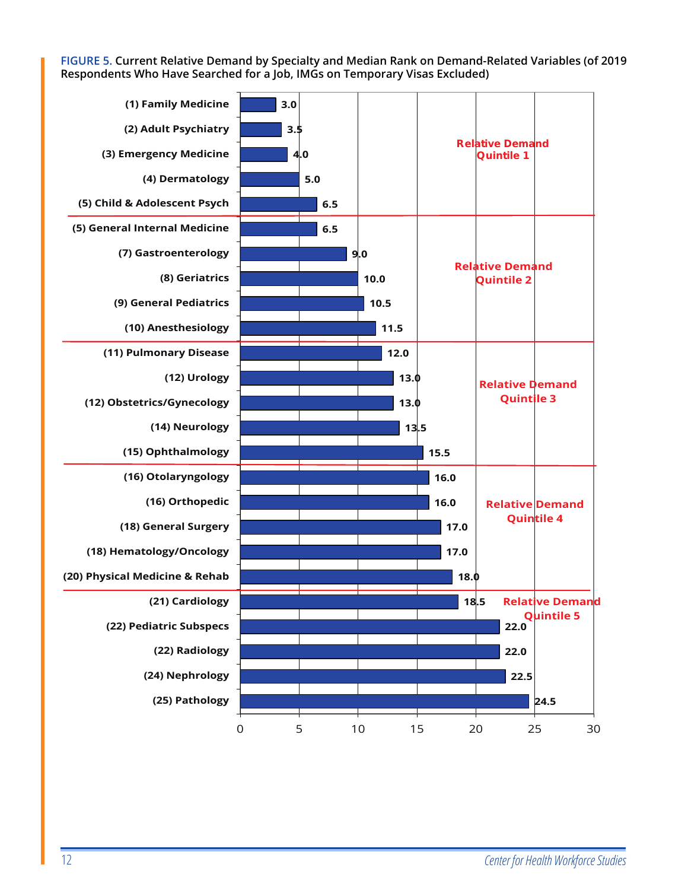**FIGURE 5.** Current Relative Demand by Specialty and Median Rank on Demand-Related Variables (of 2019 Respondents Who Have Searched for a Job, IMGs on Temporary Visas Excluded)

| Specialty | Median Rank | Relative Demand Quintile |
|---|---|---|
| (1) Family Medicine | 3.0 | Relative Demand Quintile 1 |
| (2) Adult Psychiatry | 3.5 | Relative Demand Quintile 1 |
| (3) Emergency Medicine | 4.0 | Relative Demand Quintile 1 |
| (4) Dermatology | 5.0 | Relative Demand Quintile 1 |
| (5) Child & Adolescent Psych | 6.5 | Relative Demand Quintile 1 |
| (5) General Internal Medicine | 6.5 | Relative Demand Quintile 2 |
| (7) Gastroenterology | 9.0 | Relative Demand Quintile 2 |
| (8) Geriatrics | 10.0 | Relative Demand Quintile 2 |
| (9) General Pediatrics | 10.5 | Relative Demand Quintile 2 |
| (10) Anesthesiology | 11.5 | Relative Demand Quintile 2 |
| (11) Pulmonary Disease | 12.0 | Relative Demand Quintile 3 |
| (12) Urology | 13.0 | Relative Demand Quintile 3 |
| (12) Obstetrics/Gynecology | 13.0 | Relative Demand Quintile 3 |
| (14) Neurology | 13.5 | Relative Demand Quintile 3 |
| (15) Ophthalmology | 15.5 | Relative Demand Quintile 3 |
| (16) Otolaryngology | 16.0 | Relative Demand Quintile 4 |
| (16) Orthopedic | 16.0 | Relative Demand Quintile 4 |
| (18) General Surgery | 17.0 | Relative Demand Quintile 4 |
| (18) Hematology/Oncology | 17.0 | Relative Demand Quintile 4 |
| (20) Physical Medicine & Rehab | 18.0 | Relative Demand Quintile 4 |
| (21) Cardiology | 18.5 | Relative Demand Quintile 5 |
| (22) Pediatric Subspecs | 22.0 | Relative Demand Quintile 5 |
| (22) Radiology | 22.0 | Relative Demand Quintile 5 |
| (24) Nephrology | 22.5 | Relative Demand Quintile 5 |
| (25) Pathology | 24.5 | Relative Demand Quintile 5 |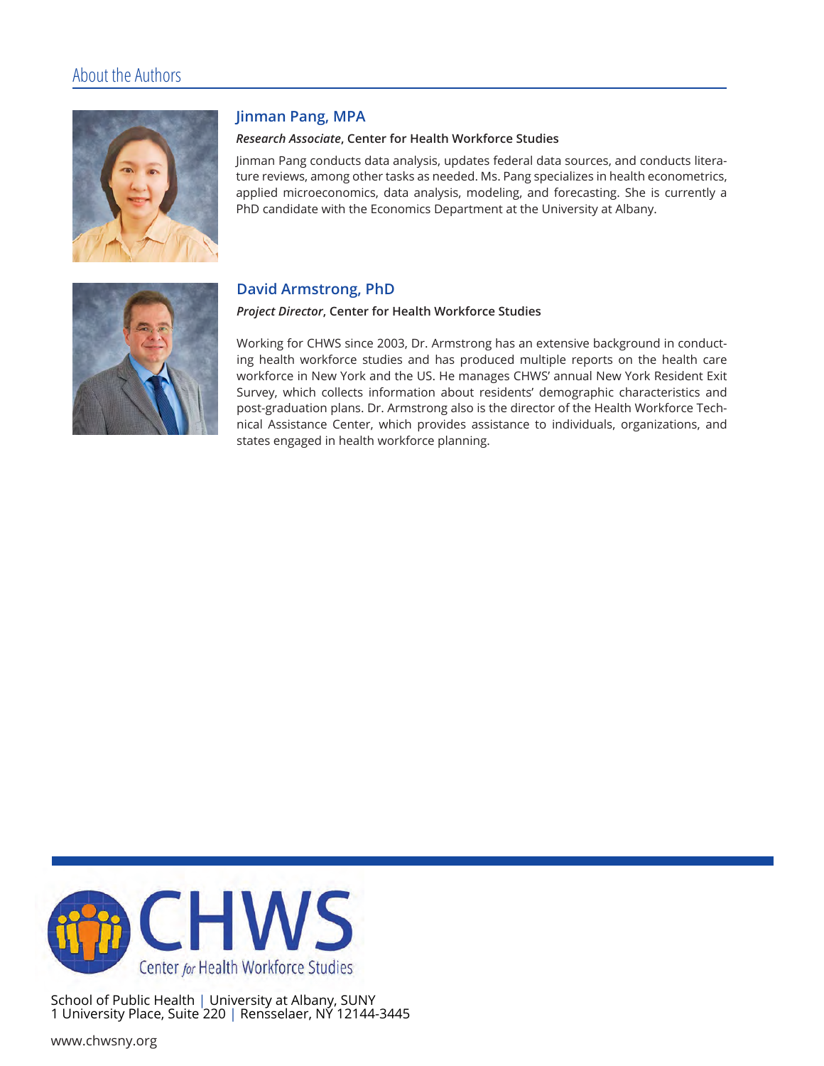## About the Authors

### Jinman Pang, MPA

***Research Associate*, Center for Health Workforce Studies**

Jinman Pang conducts data analysis, updates federal data sources, and conducts literature reviews, among other tasks as needed. Ms. Pang specializes in health econometrics, applied microeconomics, data analysis, modeling, and forecasting. She is currently a PhD candidate with the Economics Department at the University at Albany.

### David Armstrong, PhD

***Project Director*, Center for Health Workforce Studies**

Working for CHWS since 2003, Dr. Armstrong has an extensive background in conducting health workforce studies and has produced multiple reports on the health care workforce in New York and the US. He manages CHWS' annual New York Resident Exit Survey, which collects information about residents' demographic characteristics and post-graduation plans. Dr. Armstrong also is the director of the Health Workforce Technical Assistance Center, which provides assistance to individuals, organizations, and states engaged in health workforce planning.

CHWS
Center *for* Health Workforce Studies

School of Public Health | University at Albany, SUNY
1 University Place, Suite 220 | Rensselaer, NY 12144-3445

www.chwsny.org